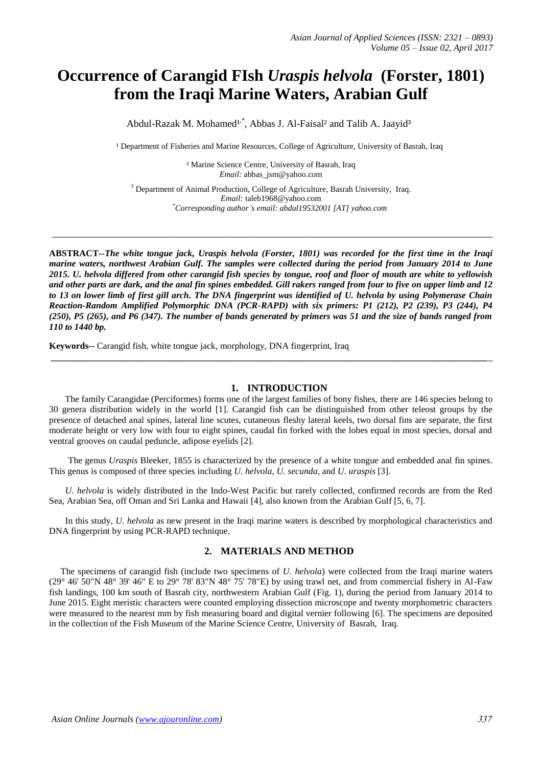# Occurrence of Carangid FIsh *Uraspis helvola* (Forster, 1801) from the Iraqi Marine Waters, Arabian Gulf

Abdul-Razak M. Mohamed[1,*], Abbas J. Al-Faisal[2] and Talib A. Jaayid[3]

[1] Department of Fisheries and Marine Resources, College of Agriculture, University of Basrah, Iraq

[2] Marine Science Centre, University of Basrah, Iraq
*Email:* abbas_jsm@yahoo.com

[3] Department of Animal Production, College of Agriculture, Basrah University, Iraq.
*Email:* taleb1968@yahoo.com
[*]*Corresponding author's email: abdul19532001 [AT] yahoo.com*

---

**ABSTRACT--*The white tongue jack, Uraspis helvola (Forster, 1801) was recorded for the first time in the Iraqi marine waters, northwest Arabian Gulf. The samples were collected during the period from January 2014 to June 2015. U. helvola differed from other carangid fish species by tongue, roof and floor of mouth are white to yellowish and other parts are dark, and the anal fin spines embedded. Gill rakers ranged from four to five on upper limb and 12 to 13 on lower limb of first gill arch. The DNA fingerprint was identified of U. helvola by using Polymerase Chain Reaction-Random Amplified Polymorphic DNA (PCR-RAPD) with six primers: P1 (212), P2 (239), P3 (244), P4 (250), P5 (265), and P6 (347). The number of bands generated by primers was 51 and the size of bands ranged from 110 to 1440 bp.***

**Keywords--** Carangid fish, white tongue jack, morphology, DNA fingerprint, Iraq

---

## 1. INTRODUCTION

The family Carangidae (Perciformes) forms one of the largest families of bony fishes, there are 146 species belong to 30 genera distribution widely in the world [1]. Carangid fish can be distinguished from other teleost groups by the presence of detached anal spines, lateral line scutes, cutaneous fleshy lateral keels, two dorsal fins are separate, the first moderate height or very low with four to eight spines, caudal fin forked with the lobes equal in most species, dorsal and ventral grooves on caudal peduncle, adipose eyelids [2].

The genus *Uraspis* Bleeker, 1855 is characterized by the presence of a white tongue and embedded anal fin spines. This genus is composed of three species including *U. helvola*, *U. secunda*, and *U. uraspis* [3].

*U. helvola* is widely distributed in the Indo-West Pacific but rarely collected, confirmed records are from the Red Sea, Arabian Sea, off Oman and Sri Lanka and Hawaii [4], also known from the Arabian Gulf [5, 6, 7].

In this study, *U. helvola* as new present in the Iraqi marine waters is described by morphological characteristics and DNA fingerprint by using PCR-RAPD technique.

## 2. MATERIALS AND METHOD

The specimens of carangid fish (include two specimens of *U. helvola*) were collected from the Iraqi marine waters (29° 46' 50"N 48° 39' 46" E to 29° 78' 83"N 48° 75' 78"E) by using trawl net, and from commercial fishery in Al-Faw fish landings, 100 km south of Basrah city, northwestern Arabian Gulf (Fig. 1), during the period from January 2014 to June 2015. Eight meristic characters were counted employing dissection microscope and twenty morphometric characters were measured to the nearest mm by fish measuring board and digital vernier following [6]. The specimens are deposited in the collection of the Fish Museum of the Marine Science Centre, University of Basrah, Iraq.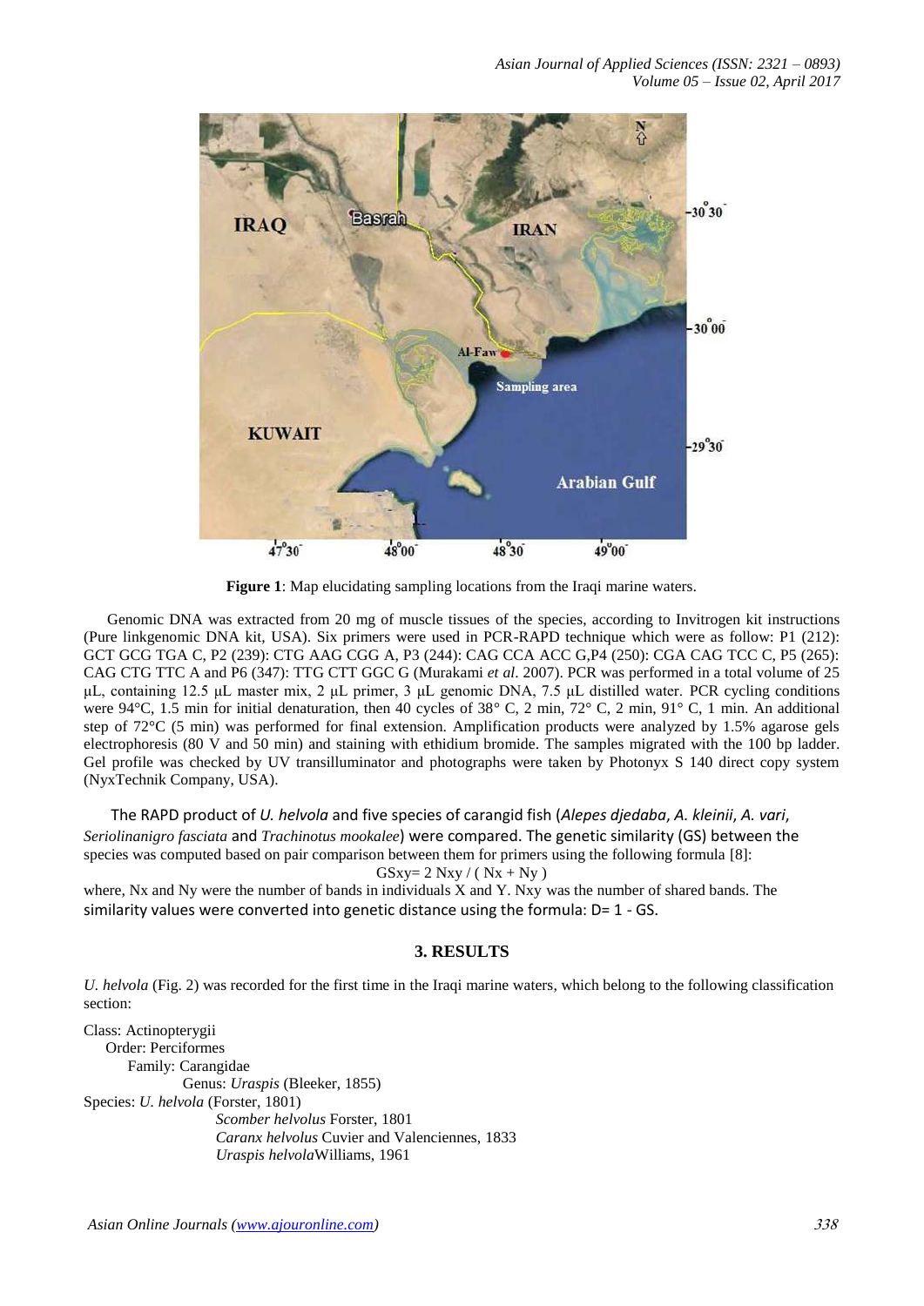**Figure 1**: Map elucidating sampling locations from the Iraqi marine waters.

Genomic DNA was extracted from 20 mg of muscle tissues of the species, according to Invitrogen kit instructions (Pure linkgenomic DNA kit, USA). Six primers were used in PCR-RAPD technique which were as follow: P1 (212): GCT GCG TGA C, P2 (239): CTG AAG CGG A, P3 (244): CAG CCA ACC G,P4 (250): CGA CAG TCC C, P5 (265): CAG CTG TTC A and P6 (347): TTG CTT GGC G (Murakami *et al*. 2007). PCR was performed in a total volume of 25 µL, containing 12.5 µL master mix, 2 µL primer, 3 µL genomic DNA, 7.5 µL distilled water. PCR cycling conditions were 94°C, 1.5 min for initial denaturation, then 40 cycles of 38° C, 2 min, 72° C, 2 min, 91° C, 1 min. An additional step of 72°C (5 min) was performed for final extension. Amplification products were analyzed by 1.5% agarose gels electrophoresis (80 V and 50 min) and staining with ethidium bromide. The samples migrated with the 100 bp ladder. Gel profile was checked by UV transilluminator and photographs were taken by Photonyx S 140 direct copy system (NyxTechnik Company, USA).

The RAPD product of *U. helvola* and five species of carangid fish (*Alepes djedaba, A. kleinii, A. vari, Seriolinanigro fasciata* and *Trachinotus mookalee*) were compared. The genetic similarity (GS) between the species was computed based on pair comparison between them for primers using the following formula [8]:

$$GSxy = 2\,Nxy / (Nx + Ny)$$

where, Nx and Ny were the number of bands in individuals X and Y. Nxy was the number of shared bands. The similarity values were converted into genetic distance using the formula: D= 1 - GS.

## 3. RESULTS

*U. helvola* (Fig. 2) was recorded for the first time in the Iraqi marine waters, which belong to the following classification section:

Class: Actinopterygii
Order: Perciformes
Family: Carangidae
Genus: *Uraspis* (Bleeker, 1855)
Species: *U. helvola* (Forster, 1801)
*Scomber helvolus* Forster, 1801
*Caranx helvolus* Cuvier and Valenciennes, 1833
*Uraspis helvola*Williams, 1961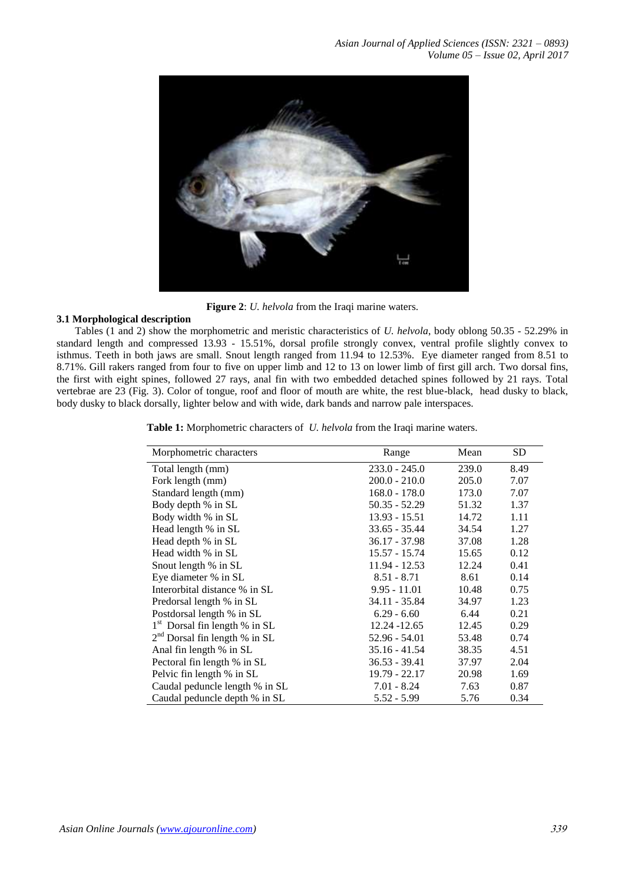**Figure 2**: *U. helvola* from the Iraqi marine waters.

### 3.1 Morphological description

Tables (1 and 2) show the morphometric and meristic characteristics of *U. helvola*, body oblong 50.35 - 52.29% in standard length and compressed 13.93 - 15.51%, dorsal profile strongly convex, ventral profile slightly convex to isthmus. Teeth in both jaws are small. Snout length ranged from 11.94 to 12.53%. Eye diameter ranged from 8.51 to 8.71%. Gill rakers ranged from four to five on upper limb and 12 to 13 on lower limb of first gill arch. Two dorsal fins, the first with eight spines, followed 27 rays, anal fin with two embedded detached spines followed by 21 rays. Total vertebrae are 23 (Fig. 3). Color of tongue, roof and floor of mouth are white, the rest blue-black, head dusky to black, body dusky to black dorsally, lighter below and with wide, dark bands and narrow pale interspaces.

**Table 1:** Morphometric characters of *U. helvola* from the Iraqi marine waters.

| Morphometric characters | Range | Mean | SD |
|---|---|---|---|
| Total length (mm) | 233.0 - 245.0 | 239.0 | 8.49 |
| Fork length (mm) | 200.0 - 210.0 | 205.0 | 7.07 |
| Standard length (mm) | 168.0 - 178.0 | 173.0 | 7.07 |
| Body depth % in SL | 50.35 - 52.29 | 51.32 | 1.37 |
| Body width % in SL | 13.93 - 15.51 | 14.72 | 1.11 |
| Head length % in SL | 33.65 - 35.44 | 34.54 | 1.27 |
| Head depth % in SL | 36.17 - 37.98 | 37.08 | 1.28 |
| Head width % in SL | 15.57 - 15.74 | 15.65 | 0.12 |
| Snout length % in SL | 11.94 - 12.53 | 12.24 | 0.41 |
| Eye diameter % in SL | 8.51 - 8.71 | 8.61 | 0.14 |
| Interorbital distance % in SL | 9.95 - 11.01 | 10.48 | 0.75 |
| Predorsal length % in SL | 34.11 - 35.84 | 34.97 | 1.23 |
| Postdorsal length % in SL | 6.29 - 6.60 | 6.44 | 0.21 |
| 1st Dorsal fin length % in SL | 12.24 -12.65 | 12.45 | 0.29 |
| 2nd Dorsal fin length % in SL | 52.96 - 54.01 | 53.48 | 0.74 |
| Anal fin length % in SL | 35.16 - 41.54 | 38.35 | 4.51 |
| Pectoral fin length % in SL | 36.53 - 39.41 | 37.97 | 2.04 |
| Pelvic fin length % in SL | 19.79 - 22.17 | 20.98 | 1.69 |
| Caudal peduncle length % in SL | 7.01 - 8.24 | 7.63 | 0.87 |
| Caudal peduncle depth % in SL | 5.52 - 5.99 | 5.76 | 0.34 |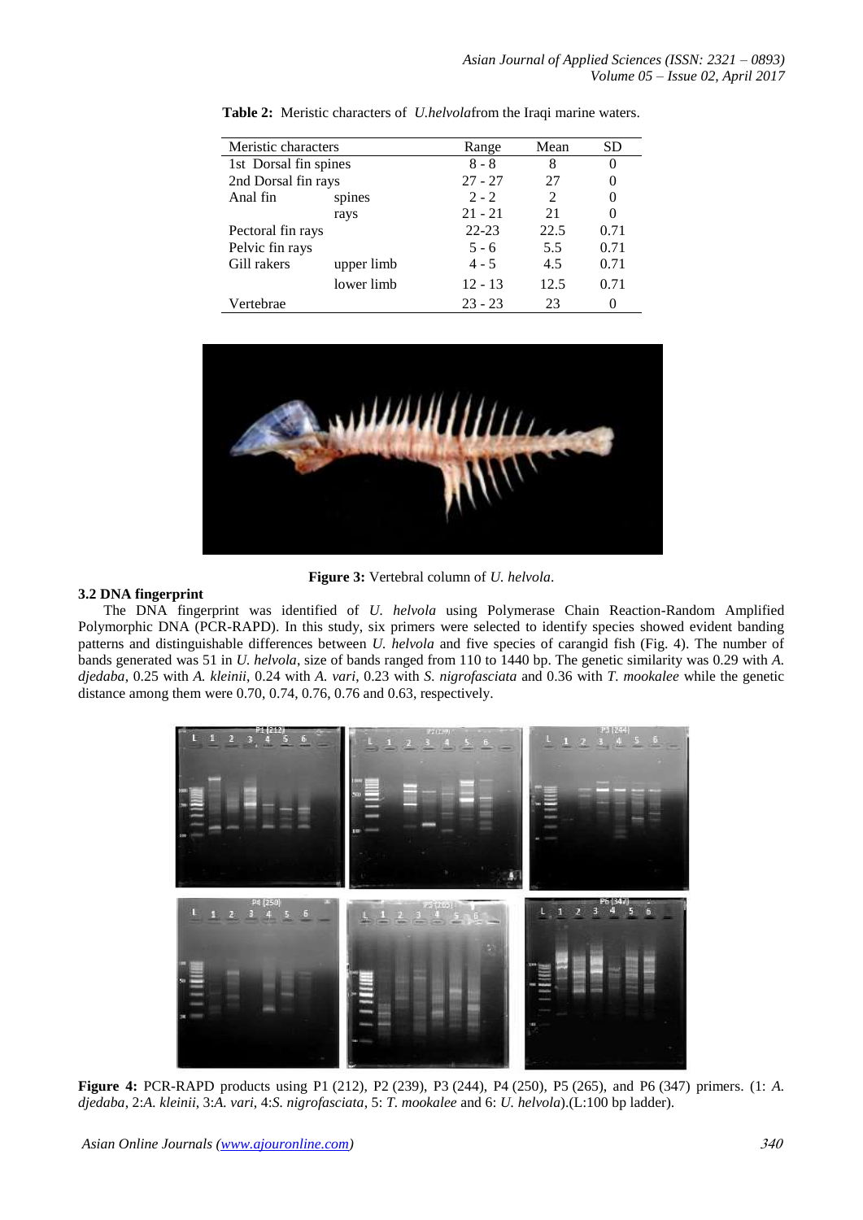**Table 2:** Meristic characters of *U.helvola*from the Iraqi marine waters.

| Meristic characters | | Range | Mean | SD |
|---|---|---|---|---|
| 1st Dorsal fin spines | | 8 - 8 | 8 | 0 |
| 2nd Dorsal fin rays | | 27 - 27 | 27 | 0 |
| Anal fin | spines | 2 - 2 | 2 | 0 |
| | rays | 21 - 21 | 21 | 0 |
| Pectoral fin rays | | 22-23 | 22.5 | 0.71 |
| Pelvic fin rays | | 5 - 6 | 5.5 | 0.71 |
| Gill rakers | upper limb | 4 - 5 | 4.5 | 0.71 |
| | lower limb | 12 - 13 | 12.5 | 0.71 |
| Vertebrae | | 23 - 23 | 23 | 0 |

**Figure 3:** Vertebral column of *U. helvola*.

### 3.2 DNA fingerprint

The DNA fingerprint was identified of *U. helvola* using Polymerase Chain Reaction-Random Amplified Polymorphic DNA (PCR-RAPD). In this study, six primers were selected to identify species showed evident banding patterns and distinguishable differences between *U. helvola* and five species of carangid fish (Fig. 4). The number of bands generated was 51 in *U. helvola*, size of bands ranged from 110 to 1440 bp. The genetic similarity was 0.29 with *A. djedaba*, 0.25 with *A. kleinii*, 0.24 with *A. vari*, 0.23 with *S. nigrofasciata* and 0.36 with *T. mookalee* while the genetic distance among them were 0.70, 0.74, 0.76, 0.76 and 0.63, respectively.

**Figure 4:** PCR-RAPD products using P1 (212), P2 (239), P3 (244), P4 (250), P5 (265), and P6 (347) primers. (1: *A. djedaba*, 2:*A. kleinii*, 3:*A. vari*, 4:*S. nigrofasciata*, 5: *T. mookalee* and 6: *U. helvola*).(L:100 bp ladder).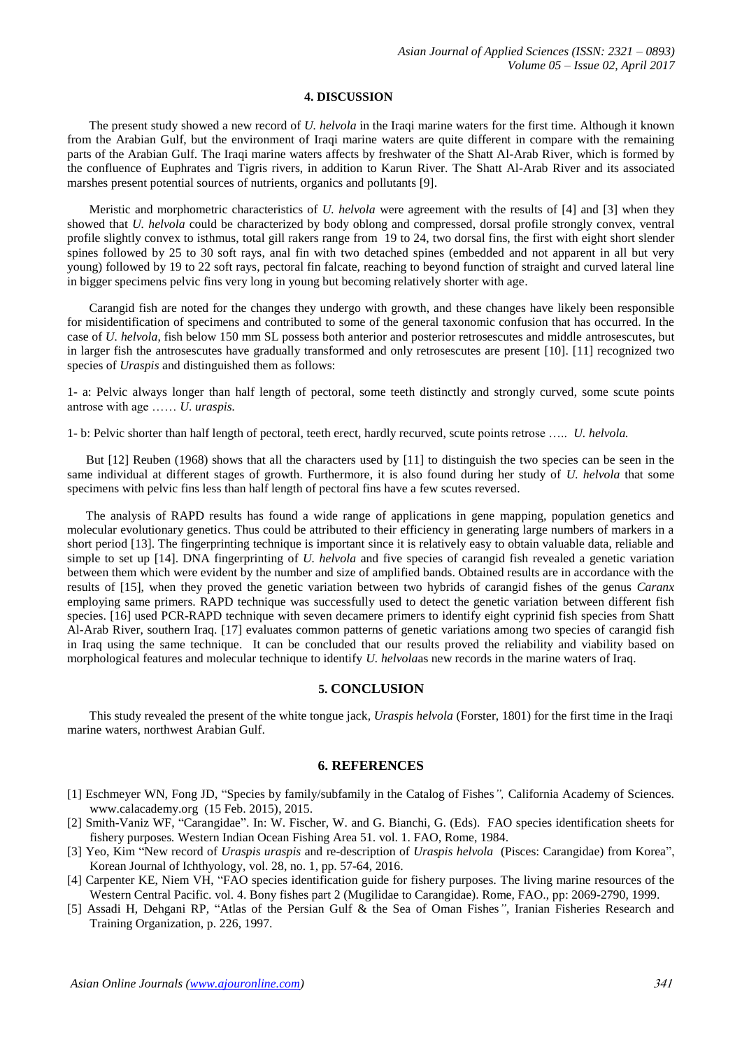## 4. DISCUSSION

The present study showed a new record of *U. helvola* in the Iraqi marine waters for the first time. Although it known from the Arabian Gulf, but the environment of Iraqi marine waters are quite different in compare with the remaining parts of the Arabian Gulf. The Iraqi marine waters affects by freshwater of the Shatt Al-Arab River, which is formed by the confluence of Euphrates and Tigris rivers, in addition to Karun River. The Shatt Al-Arab River and its associated marshes present potential sources of nutrients, organics and pollutants [9].

Meristic and morphometric characteristics of *U. helvola* were agreement with the results of [4] and [3] when they showed that *U. helvola* could be characterized by body oblong and compressed, dorsal profile strongly convex, ventral profile slightly convex to isthmus, total gill rakers range from 19 to 24, two dorsal fins, the first with eight short slender spines followed by 25 to 30 soft rays, anal fin with two detached spines (embedded and not apparent in all but very young) followed by 19 to 22 soft rays, pectoral fin falcate, reaching to beyond function of straight and curved lateral line in bigger specimens pelvic fins very long in young but becoming relatively shorter with age.

Carangid fish are noted for the changes they undergo with growth, and these changes have likely been responsible for misidentification of specimens and contributed to some of the general taxonomic confusion that has occurred. In the case of *U. helvola*, fish below 150 mm SL possess both anterior and posterior retrosescutes and middle antrosescutes, but in larger fish the antrosescutes have gradually transformed and only retrosescutes are present [10]. [11] recognized two species of *Uraspis* and distinguished them as follows:

1- a: Pelvic always longer than half length of pectoral, some teeth distinctly and strongly curved, some scute points antrose with age …… *U. uraspis.*

1- b: Pelvic shorter than half length of pectoral, teeth erect, hardly recurved, scute points retrose ….. *U. helvola.*

But [12] Reuben (1968) shows that all the characters used by [11] to distinguish the two species can be seen in the same individual at different stages of growth. Furthermore, it is also found during her study of *U. helvola* that some specimens with pelvic fins less than half length of pectoral fins have a few scutes reversed.

The analysis of RAPD results has found a wide range of applications in gene mapping, population genetics and molecular evolutionary genetics. Thus could be attributed to their efficiency in generating large numbers of markers in a short period [13]. The fingerprinting technique is important since it is relatively easy to obtain valuable data, reliable and simple to set up [14]. DNA fingerprinting of *U. helvola* and five species of carangid fish revealed a genetic variation between them which were evident by the number and size of amplified bands. Obtained results are in accordance with the results of [15], when they proved the genetic variation between two hybrids of carangid fishes of the genus *Caranx* employing same primers. RAPD technique was successfully used to detect the genetic variation between different fish species. [16] used PCR-RAPD technique with seven decamere primers to identify eight cyprinid fish species from Shatt Al-Arab River, southern Iraq. [17] evaluates common patterns of genetic variations among two species of carangid fish in Iraq using the same technique. It can be concluded that our results proved the reliability and viability based on morphological features and molecular technique to identify *U. helvola*as new records in the marine waters of Iraq.

## 5. CONCLUSION

This study revealed the present of the white tongue jack, *Uraspis helvola* (Forster, 1801) for the first time in the Iraqi marine waters, northwest Arabian Gulf.

## 6. REFERENCES

[1] Eschmeyer WN, Fong JD, "Species by family/subfamily in the Catalog of Fishes*",* California Academy of Sciences. www.calacademy.org (15 Feb. 2015), 2015.

[2] Smith-Vaniz WF, "Carangidae". In: W. Fischer, W. and G. Bianchi, G. (Eds). FAO species identification sheets for fishery purposes*.* Western Indian Ocean Fishing Area 51. vol. 1. FAO, Rome, 1984.

[3] Yeo, Kim "New record of *Uraspis uraspis* and re-description of *Uraspis helvola* (Pisces: Carangidae) from Korea", Korean Journal of Ichthyology, vol. 28, no. 1, pp. 57-64, 2016.

[4] Carpenter KE, Niem VH, "FAO species identification guide for fishery purposes. The living marine resources of the Western Central Pacific. vol. 4. Bony fishes part 2 (Mugilidae to Carangidae). Rome, FAO., pp: 2069-2790, 1999.

[5] Assadi H, Dehgani RP, "Atlas of the Persian Gulf & the Sea of Oman Fishes*"*, Iranian Fisheries Research and Training Organization, p. 226, 1997.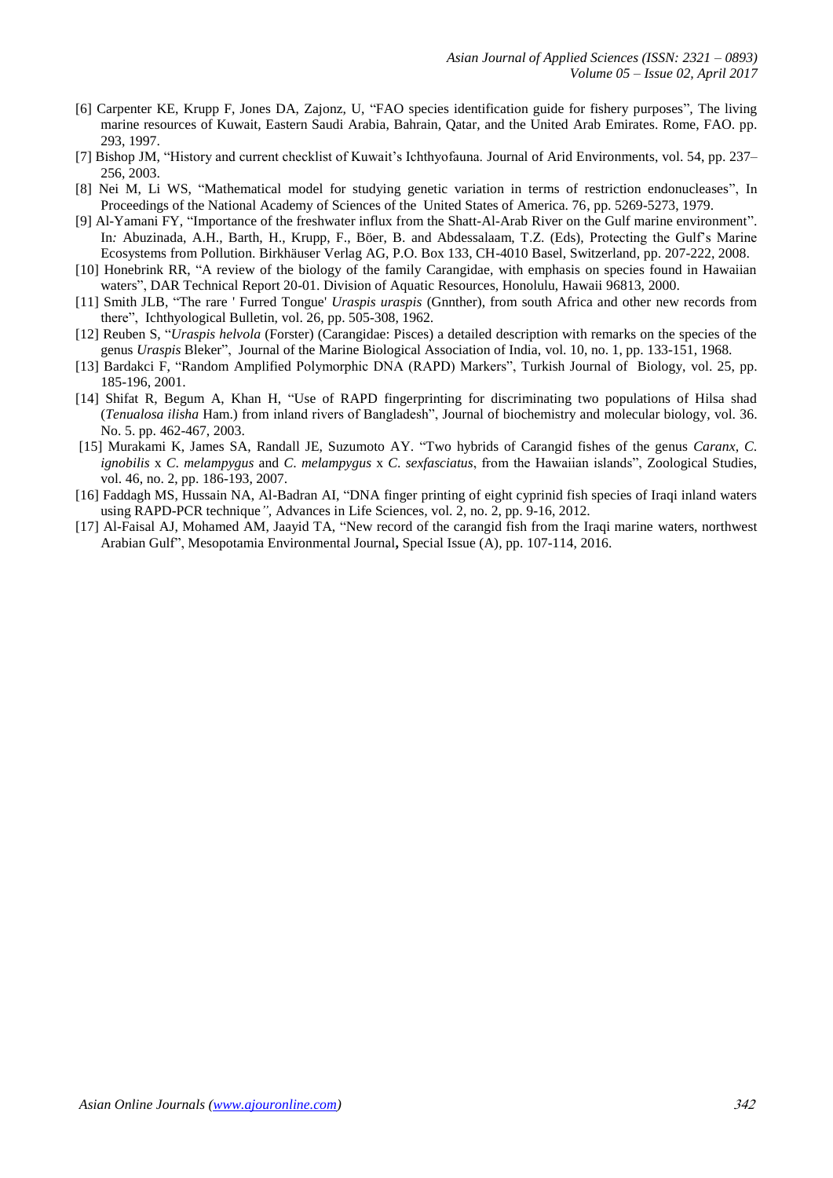[6] Carpenter KE, Krupp F, Jones DA, Zajonz, U, "FAO species identification guide for fishery purposes", The living marine resources of Kuwait, Eastern Saudi Arabia, Bahrain, Qatar, and the United Arab Emirates. Rome, FAO. pp. 293, 1997.

[7] Bishop JM, "History and current checklist of Kuwait's Ichthyofauna. Journal of Arid Environments, vol. 54, pp. 237–256, 2003.

[8] Nei M, Li WS, "Mathematical model for studying genetic variation in terms of restriction endonucleases", In Proceedings of the National Academy of Sciences of the United States of America. 76, pp. 5269-5273, 1979.

[9] Al-Yamani FY, "Importance of the freshwater influx from the Shatt-Al-Arab River on the Gulf marine environment". In: Abuzinada, A.H., Barth, H., Krupp, F., Böer, B. and Abdessalaam, T.Z. (Eds), Protecting the Gulf's Marine Ecosystems from Pollution. Birkhäuser Verlag AG, P.O. Box 133, CH-4010 Basel, Switzerland, pp. 207-222, 2008.

[10] Honebrink RR, "A review of the biology of the family Carangidae, with emphasis on species found in Hawaiian waters", DAR Technical Report 20-01. Division of Aquatic Resources, Honolulu, Hawaii 96813, 2000.

[11] Smith JLB, "The rare ' Furred Tongue' *Uraspis uraspis* (Gnnther), from south Africa and other new records from there", Ichthyological Bulletin, vol. 26, pp. 505-308, 1962.

[12] Reuben S, "*Uraspis helvola* (Forster) (Carangidae: Pisces) a detailed description with remarks on the species of the genus *Uraspis* Bleker", Journal of the Marine Biological Association of India, vol. 10, no. 1, pp. 133-151, 1968.

[13] Bardakci F, "Random Amplified Polymorphic DNA (RAPD) Markers", Turkish Journal of Biology, vol. 25, pp. 185-196, 2001.

[14] Shifat R, Begum A, Khan H, "Use of RAPD fingerprinting for discriminating two populations of Hilsa shad (*Tenualosa ilisha* Ham.) from inland rivers of Bangladesh", Journal of biochemistry and molecular biology, vol. 36. No. 5. pp. 462-467, 2003.

[15] Murakami K, James SA, Randall JE, Suzumoto AY. "Two hybrids of Carangid fishes of the genus *Caranx*, *C. ignobilis* x *C. melampygus* and *C. melampygus* x *C. sexfasciatus*, from the Hawaiian islands", Zoological Studies, vol. 46, no. 2, pp. 186-193, 2007.

[16] Faddagh MS, Hussain NA, Al-Badran AI, "DNA finger printing of eight cyprinid fish species of Iraqi inland waters using RAPD-PCR technique", Advances in Life Sciences, vol. 2, no. 2, pp. 9-16, 2012.

[17] Al-Faisal AJ, Mohamed AM, Jaayid TA, "New record of the carangid fish from the Iraqi marine waters, northwest Arabian Gulf", Mesopotamia Environmental Journal**,** Special Issue (A), pp. 107-114, 2016.